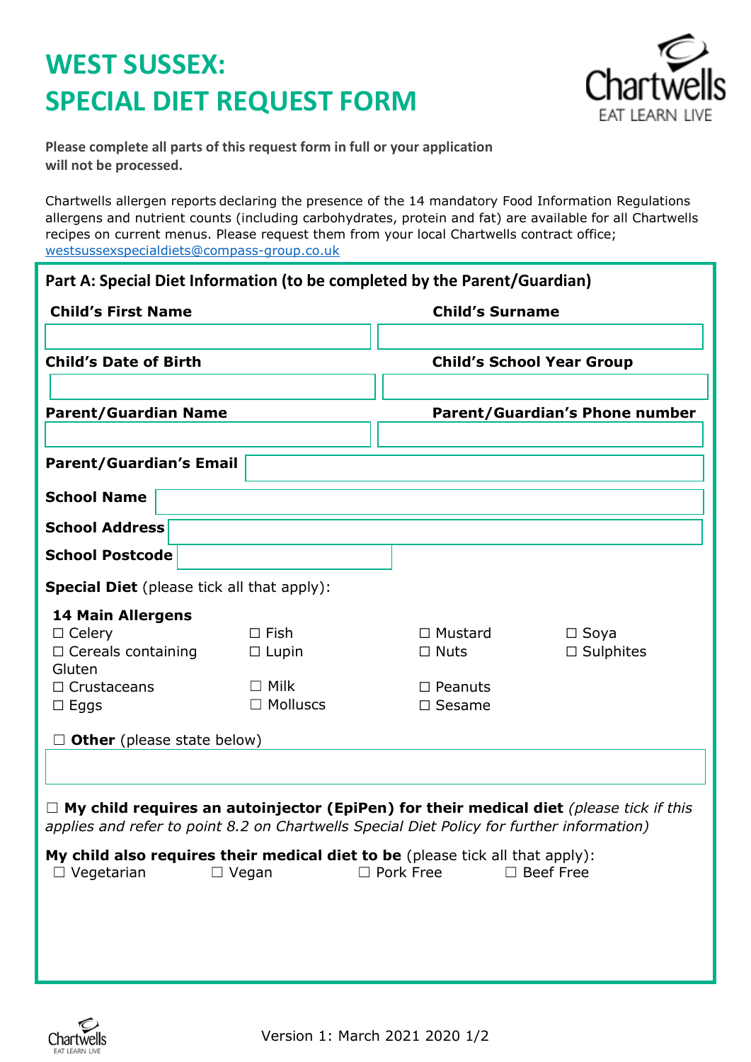# WEST SUSSEX:
# SPECIAL DIET REQUEST FORM

**Please complete all parts of this request form in full or your application will not be processed.**

Chartwells allergen reports declaring the presence of the 14 mandatory Food Information Regulations allergens and nutrient counts (including carbohydrates, protein and fat) are available for all Chartwells recipes on current menus. Please request them from your local Chartwells contract office; westsussexspecialdiets@compass-group.co.uk

## Part A: Special Diet Information (to be completed by the Parent/Guardian)

| **Child's First Name** | **Child's Surname** |
|---|---|
| | |
| **Child's Date of Birth** | **Child's School Year Group** |
| | |
| **Parent/Guardian Name** | **Parent/Guardian's Phone number** |
| | |

**Parent/Guardian's Email**

**School Name**

**School Address**

**School Postcode**

**Special Diet** (please tick all that apply):

**14 Main Allergens**

| | | | |
|---|---|---|---|
| ☐ Celery | ☐ Fish | ☐ Mustard | ☐ Soya |
| ☐ Cereals containing Gluten | ☐ Lupin | ☐ Nuts | ☐ Sulphites |
| ☐ Crustaceans | ☐ Milk | ☐ Peanuts | |
| ☐ Eggs | ☐ Molluscs | ☐ Sesame | |

☐ **Other** (please state below)

☐ **My child requires an autoinjector (EpiPen) for their medical diet** *(please tick if this applies and refer to point 8.2 on Chartwells Special Diet Policy for further information)*

**My child also requires their medical diet to be** (please tick all that apply):

☐ Vegetarian ☐ Vegan ☐ Pork Free ☐ Beef Free

Version 1: March 2021 2020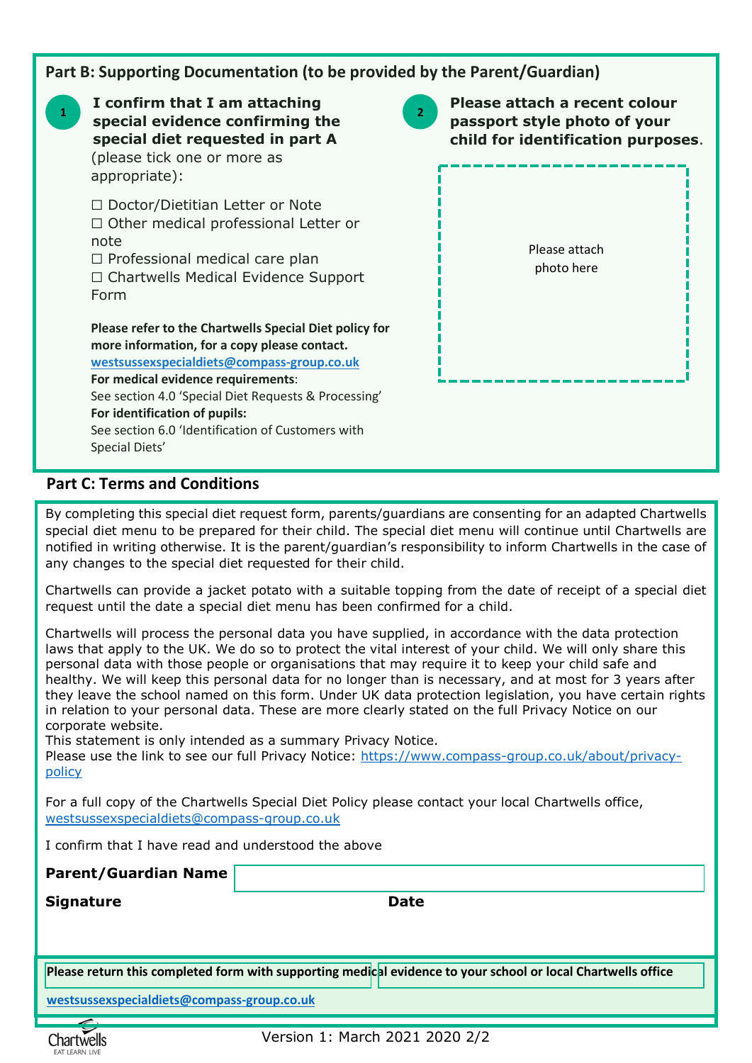## Part B: Supporting Documentation (to be provided by the Parent/Guardian)

**1** **I confirm that I am attaching special evidence confirming the special diet requested in part A** (please tick one or more as appropriate):

☐ Doctor/Dietitian Letter or Note
☐ Other medical professional Letter or note
☐ Professional medical care plan
☐ Chartwells Medical Evidence Support Form

**Please refer to the Chartwells Special Diet policy for more information, for a copy please contact.**
**westsussexspecialdiets@compass-group.co.uk**
**For medical evidence requirements**:
See section 4.0 'Special Diet Requests & Processing'
**For identification of pupils:**
See section 6.0 'Identification of Customers with Special Diets'

**2** **Please attach a recent colour passport style photo of your child for identification purposes**.

Please attach photo here

## Part C: Terms and Conditions

By completing this special diet request form, parents/guardians are consenting for an adapted Chartwells special diet menu to be prepared for their child. The special diet menu will continue until Chartwells are notified in writing otherwise. It is the parent/guardian's responsibility to inform Chartwells in the case of any changes to the special diet requested for their child.

Chartwells can provide a jacket potato with a suitable topping from the date of receipt of a special diet request until the date a special diet menu has been confirmed for a child.

Chartwells will process the personal data you have supplied, in accordance with the data protection laws that apply to the UK. We do so to protect the vital interest of your child. We will only share this personal data with those people or organisations that may require it to keep your child safe and healthy. We will keep this personal data for no longer than is necessary, and at most for 3 years after they leave the school named on this form. Under UK data protection legislation, you have certain rights in relation to your personal data. These are more clearly stated on the full Privacy Notice on our corporate website.
This statement is only intended as a summary Privacy Notice.
Please use the link to see our full Privacy Notice: https://www.compass-group.co.uk/about/privacy-policy

For a full copy of the Chartwells Special Diet Policy please contact your local Chartwells office, westsussexspecialdiets@compass-group.co.uk

I confirm that I have read and understood the above

**Parent/Guardian Name**

**Signature** **Date**

**Please return this completed form with supporting medical evidence to your school or local Chartwells office**

**westsussexspecialdiets@compass-group.co.uk**

Chartwells EAT LEARN LIVE

Version 1: March 2021 2020